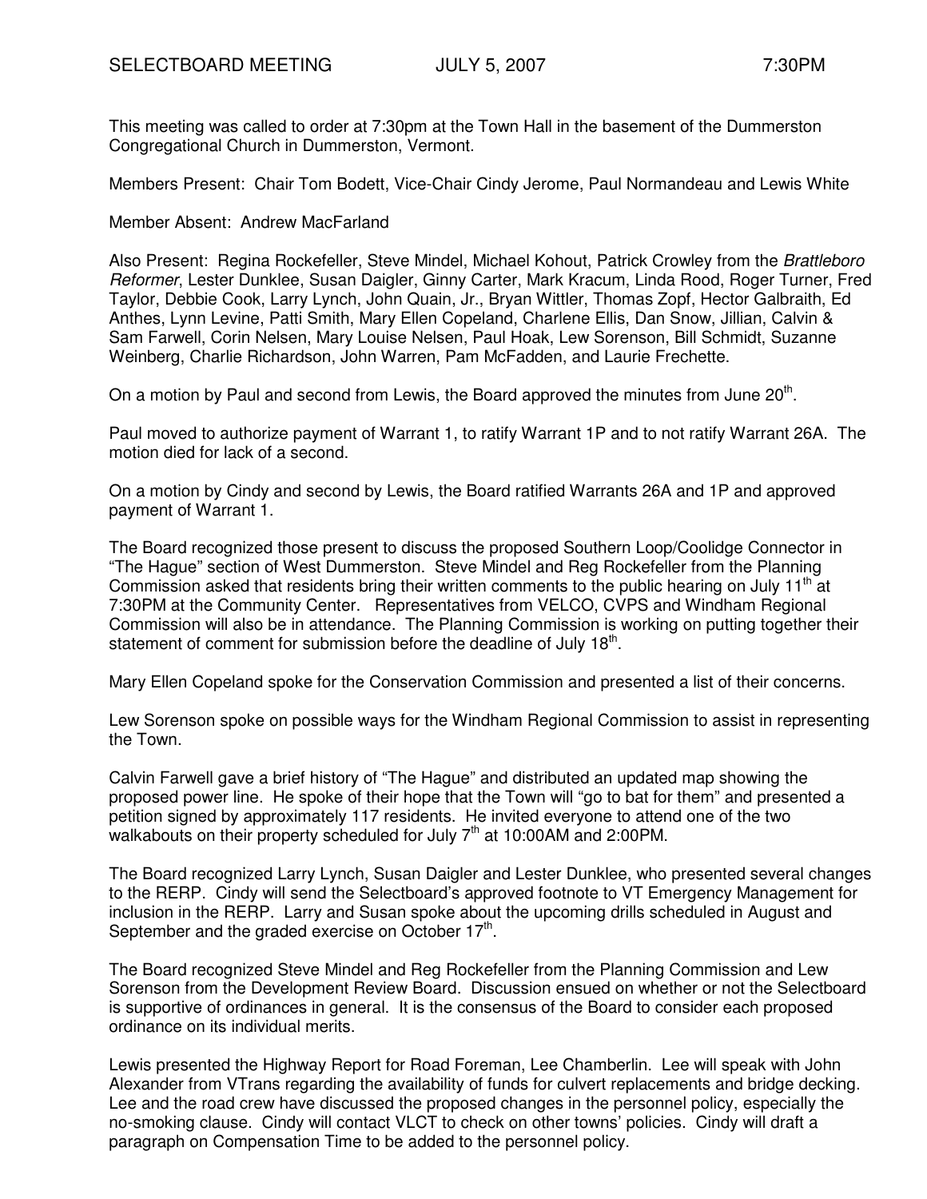SELECTBOARD MEETING JULY 5, 2007 7:30PM

This meeting was called to order at 7:30pm at the Town Hall in the basement of the Dummerston Congregational Church in Dummerston, Vermont.

Members Present: Chair Tom Bodett, Vice-Chair Cindy Jerome, Paul Normandeau and Lewis White

Member Absent: Andrew MacFarland

Also Present: Regina Rockefeller, Steve Mindel, Michael Kohout, Patrick Crowley from the *Brattleboro Reformer*, Lester Dunklee, Susan Daigler, Ginny Carter, Mark Kracum, Linda Rood, Roger Turner, Fred Taylor, Debbie Cook, Larry Lynch, John Quain, Jr., Bryan Wittler, Thomas Zopf, Hector Galbraith, Ed Anthes, Lynn Levine, Patti Smith, Mary Ellen Copeland, Charlene Ellis, Dan Snow, Jillian, Calvin & Sam Farwell, Corin Nelsen, Mary Louise Nelsen, Paul Hoak, Lew Sorenson, Bill Schmidt, Suzanne Weinberg, Charlie Richardson, John Warren, Pam McFadden, and Laurie Frechette.

On a motion by Paul and second from Lewis, the Board approved the minutes from June 20th.

Paul moved to authorize payment of Warrant 1, to ratify Warrant 1P and to not ratify Warrant 26A. The motion died for lack of a second.

On a motion by Cindy and second by Lewis, the Board ratified Warrants 26A and 1P and approved payment of Warrant 1.

The Board recognized those present to discuss the proposed Southern Loop/Coolidge Connector in "The Hague" section of West Dummerston. Steve Mindel and Reg Rockefeller from the Planning Commission asked that residents bring their written comments to the public hearing on July 11th at 7:30PM at the Community Center. Representatives from VELCO, CVPS and Windham Regional Commission will also be in attendance. The Planning Commission is working on putting together their statement of comment for submission before the deadline of July 18th.

Mary Ellen Copeland spoke for the Conservation Commission and presented a list of their concerns.

Lew Sorenson spoke on possible ways for the Windham Regional Commission to assist in representing the Town.

Calvin Farwell gave a brief history of "The Hague" and distributed an updated map showing the proposed power line. He spoke of their hope that the Town will "go to bat for them" and presented a petition signed by approximately 117 residents. He invited everyone to attend one of the two walkabouts on their property scheduled for July 7th at 10:00AM and 2:00PM.

The Board recognized Larry Lynch, Susan Daigler and Lester Dunklee, who presented several changes to the RERP. Cindy will send the Selectboard's approved footnote to VT Emergency Management for inclusion in the RERP. Larry and Susan spoke about the upcoming drills scheduled in August and September and the graded exercise on October 17th.

The Board recognized Steve Mindel and Reg Rockefeller from the Planning Commission and Lew Sorenson from the Development Review Board. Discussion ensued on whether or not the Selectboard is supportive of ordinances in general. It is the consensus of the Board to consider each proposed ordinance on its individual merits.

Lewis presented the Highway Report for Road Foreman, Lee Chamberlin. Lee will speak with John Alexander from VTrans regarding the availability of funds for culvert replacements and bridge decking. Lee and the road crew have discussed the proposed changes in the personnel policy, especially the no-smoking clause. Cindy will contact VLCT to check on other towns' policies. Cindy will draft a paragraph on Compensation Time to be added to the personnel policy.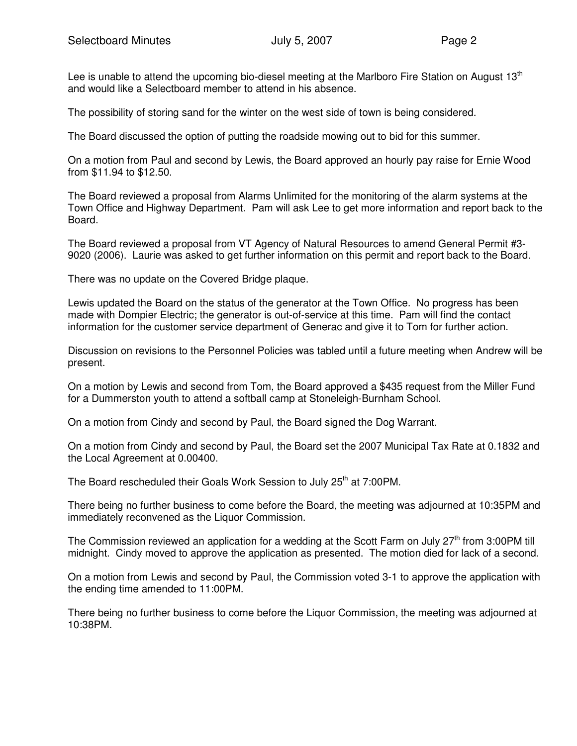Lee is unable to attend the upcoming bio-diesel meeting at the Marlboro Fire Station on August 13th and would like a Selectboard member to attend in his absence.

The possibility of storing sand for the winter on the west side of town is being considered.

The Board discussed the option of putting the roadside mowing out to bid for this summer.

On a motion from Paul and second by Lewis, the Board approved an hourly pay raise for Ernie Wood from $11.94 to $12.50.

The Board reviewed a proposal from Alarms Unlimited for the monitoring of the alarm systems at the Town Office and Highway Department. Pam will ask Lee to get more information and report back to the Board.

The Board reviewed a proposal from VT Agency of Natural Resources to amend General Permit #3-9020 (2006). Laurie was asked to get further information on this permit and report back to the Board.

There was no update on the Covered Bridge plaque.

Lewis updated the Board on the status of the generator at the Town Office. No progress has been made with Dompier Electric; the generator is out-of-service at this time. Pam will find the contact information for the customer service department of Generac and give it to Tom for further action.

Discussion on revisions to the Personnel Policies was tabled until a future meeting when Andrew will be present.

On a motion by Lewis and second from Tom, the Board approved a $435 request from the Miller Fund for a Dummerston youth to attend a softball camp at Stoneleigh-Burnham School.

On a motion from Cindy and second by Paul, the Board signed the Dog Warrant.

On a motion from Cindy and second by Paul, the Board set the 2007 Municipal Tax Rate at 0.1832 and the Local Agreement at 0.00400.

The Board rescheduled their Goals Work Session to July 25th at 7:00PM.

There being no further business to come before the Board, the meeting was adjourned at 10:35PM and immediately reconvened as the Liquor Commission.

The Commission reviewed an application for a wedding at the Scott Farm on July 27th from 3:00PM till midnight. Cindy moved to approve the application as presented. The motion died for lack of a second.

On a motion from Lewis and second by Paul, the Commission voted 3-1 to approve the application with the ending time amended to 11:00PM.

There being no further business to come before the Liquor Commission, the meeting was adjourned at 10:38PM.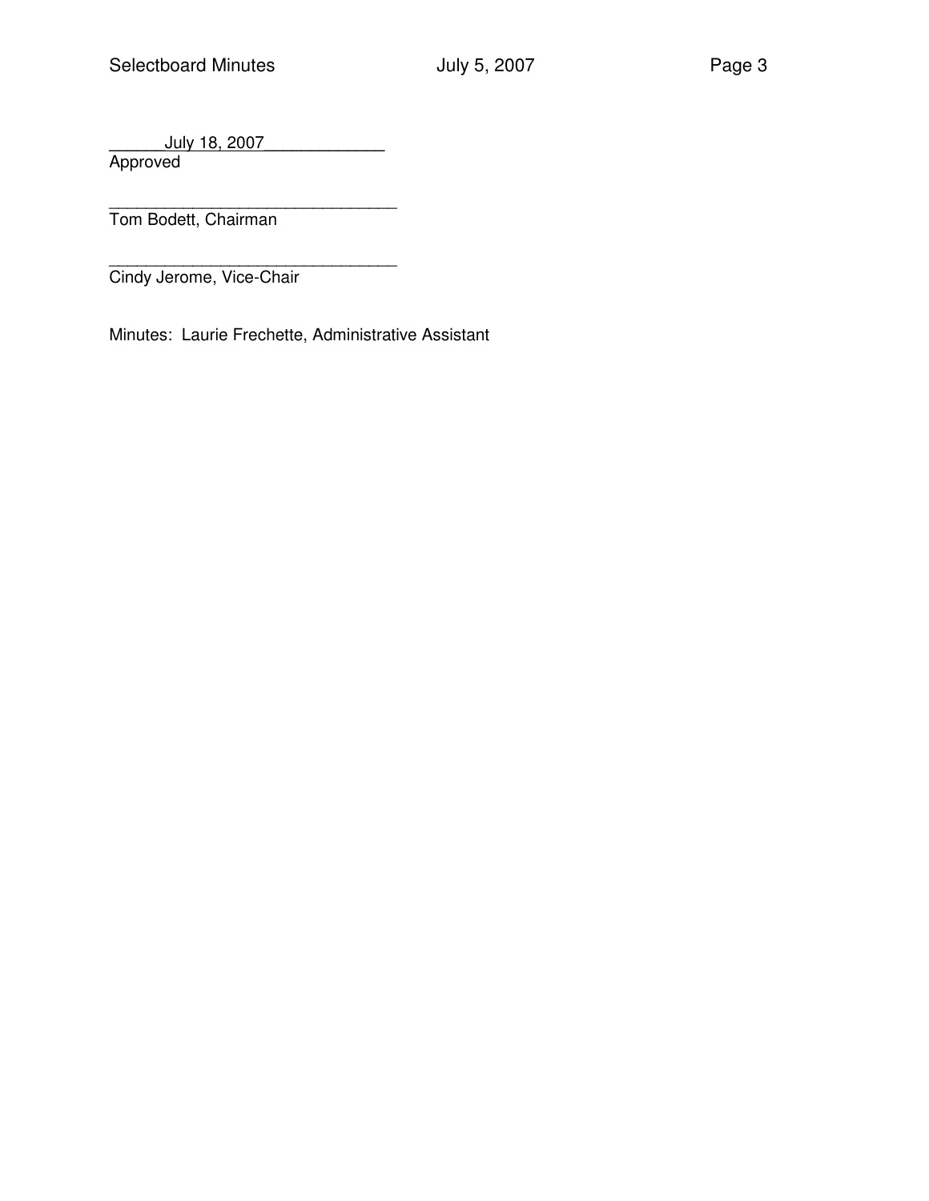______July 18, 2007_____________
Approved

________________________________
Tom Bodett, Chairman

________________________________
Cindy Jerome, Vice-Chair

Minutes: Laurie Frechette, Administrative Assistant